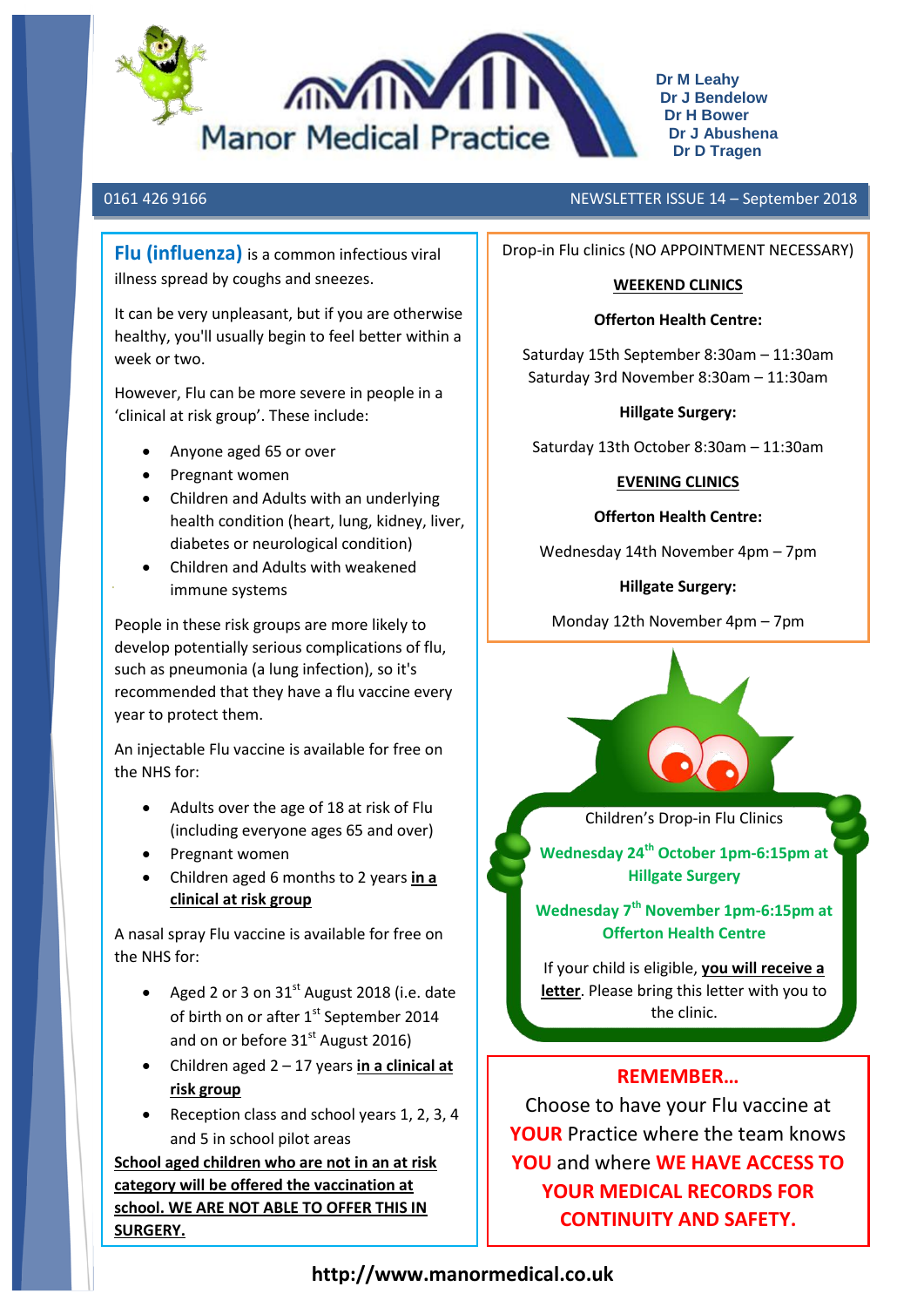# Manor Medical Practice

**Dr M Leahy**
**Dr J Bendelow**
**Dr H Bower**
**Dr J Abushena**
**Dr D Tragen**

0161 426 9166 NEWSLETTER ISSUE 14 – September 2018

**Flu (influenza)** is a common infectious viral illness spread by coughs and sneezes.

It can be very unpleasant, but if you are otherwise healthy, you'll usually begin to feel better within a week or two.

However, Flu can be more severe in people in a 'clinical at risk group'. These include:

- Anyone aged 65 or over
- Pregnant women
- Children and Adults with an underlying health condition (heart, lung, kidney, liver, diabetes or neurological condition)
- Children and Adults with weakened immune systems

People in these risk groups are more likely to develop potentially serious complications of flu, such as pneumonia (a lung infection), so it's recommended that they have a flu vaccine every year to protect them.

An injectable Flu vaccine is available for free on the NHS for:

- Adults over the age of 18 at risk of Flu (including everyone ages 65 and over)
- Pregnant women
- Children aged 6 months to 2 years **in a clinical at risk group**

A nasal spray Flu vaccine is available for free on the NHS for:

- Aged 2 or 3 on 31st August 2018 (i.e. date of birth on or after 1st September 2014 and on or before 31st August 2016)
- Children aged 2 – 17 years **in a clinical at risk group**
- Reception class and school years 1, 2, 3, 4 and 5 in school pilot areas

**School aged children who are not in an at risk category will be offered the vaccination at school. WE ARE NOT ABLE TO OFFER THIS IN SURGERY.**

Drop-in Flu clinics (NO APPOINTMENT NECESSARY)

**WEEKEND CLINICS**

**Offerton Health Centre:**

Saturday 15th September 8:30am – 11:30am
Saturday 3rd November 8:30am – 11:30am

**Hillgate Surgery:**

Saturday 13th October 8:30am – 11:30am

**EVENING CLINICS**

**Offerton Health Centre:**

Wednesday 14th November 4pm – 7pm

**Hillgate Surgery:**

Monday 12th November 4pm – 7pm

Children's Drop-in Flu Clinics

**Wednesday 24th October 1pm-6:15pm at Hillgate Surgery**

**Wednesday 7th November 1pm-6:15pm at Offerton Health Centre**

If your child is eligible, **you will receive a letter**. Please bring this letter with you to the clinic.

**REMEMBER…**

Choose to have your Flu vaccine at **YOUR** Practice where the team knows **YOU** and where **WE HAVE ACCESS TO YOUR MEDICAL RECORDS FOR CONTINUITY AND SAFETY.**

**http://www.manormedical.co.uk**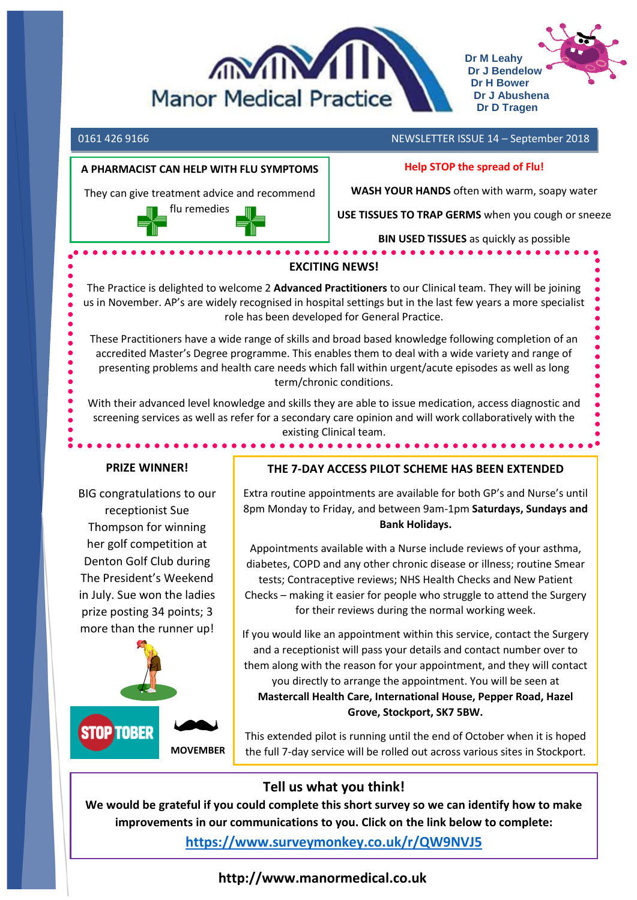# Manor Medical Practice

Dr M Leahy
Dr J Bendelow
Dr H Bower
Dr J Abushena
Dr D Tragen

0161 426 9166 NEWSLETTER ISSUE 14 – September 2018

## A PHARMACIST CAN HELP WITH FLU SYMPTOMS

They can give treatment advice and recommend flu remedies

## Help STOP the spread of Flu!

**WASH YOUR HANDS** often with warm, soapy water

**USE TISSUES TO TRAP GERMS** when you cough or sneeze

**BIN USED TISSUES** as quickly as possible

## EXCITING NEWS!

The Practice is delighted to welcome 2 **Advanced Practitioners** to our Clinical team. They will be joining us in November. AP's are widely recognised in hospital settings but in the last few years a more specialist role has been developed for General Practice.

These Practitioners have a wide range of skills and broad based knowledge following completion of an accredited Master's Degree programme. This enables them to deal with a wide variety and range of presenting problems and health care needs which fall within urgent/acute episodes as well as long term/chronic conditions.

With their advanced level knowledge and skills they are able to issue medication, access diagnostic and screening services as well as refer for a secondary care opinion and will work collaboratively with the existing Clinical team.

## PRIZE WINNER!

BIG congratulations to our receptionist Sue Thompson for winning her golf competition at Denton Golf Club during The President's Weekend in July. Sue won the ladies prize posting 34 points; 3 more than the runner up!

STOPTOBER

MOVEMBER

## THE 7-DAY ACCESS PILOT SCHEME HAS BEEN EXTENDED

Extra routine appointments are available for both GP's and Nurse's until 8pm Monday to Friday, and between 9am-1pm **Saturdays, Sundays and Bank Holidays.**

Appointments available with a Nurse include reviews of your asthma, diabetes, COPD and any other chronic disease or illness; routine Smear tests; Contraceptive reviews; NHS Health Checks and New Patient Checks – making it easier for people who struggle to attend the Surgery for their reviews during the normal working week.

If you would like an appointment within this service, contact the Surgery and a receptionist will pass your details and contact number over to them along with the reason for your appointment, and they will contact you directly to arrange the appointment. You will be seen at **Mastercall Health Care, International House, Pepper Road, Hazel Grove, Stockport, SK7 5BW.**

This extended pilot is running until the end of October when it is hoped the full 7-day service will be rolled out across various sites in Stockport.

## Tell us what you think!

**We would be grateful if you could complete this short survey so we can identify how to make improvements in our communications to you. Click on the link below to complete:**

**https://www.surveymonkey.co.uk/r/QW9NVJ5**

**http://www.manormedical.co.uk**